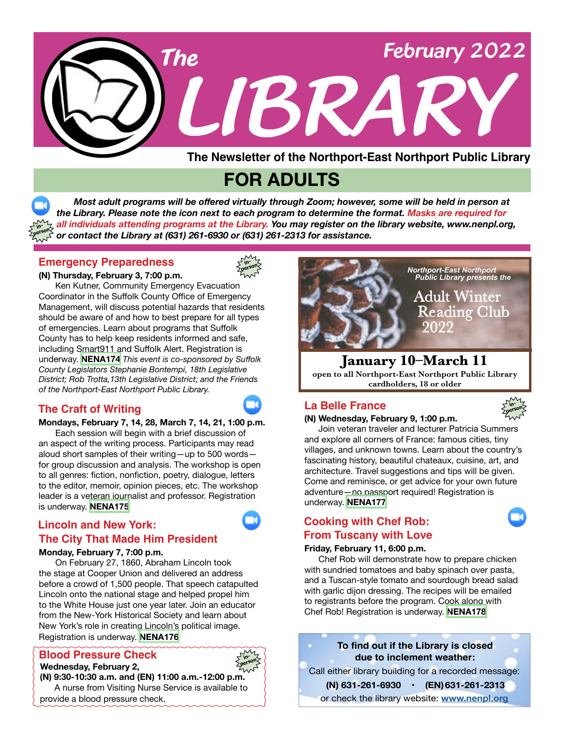# The LIBRARY

February 2022

**The Newsletter of the Northport-East Northport Public Library**

## FOR ADULTS

***Most adult programs will be offered virtually through Zoom; however, some will be held in person at the Library. Please note the icon next to each program to determine the format. Masks are required for all individuals attending programs at the Library. You may register on the library website, www.nenpl.org, or contact the Library at (631) 261-6930 or (631) 261-2313 for assistance.***

### Emergency Preparedness

in-person

**(N) Thursday, February 3, 7:00 p.m.**

Ken Kutner, Community Emergency Evacuation Coordinator in the Suffolk County Office of Emergency Management, will discuss potential hazards that residents should be aware of and how to best prepare for all types of emergencies. Learn about programs that Suffolk County has to help keep residents informed and safe, including Smart911 and Suffolk Alert. Registration is underway. **NENA174** *This event is co-sponsored by Suffolk County Legislators Stephanie Bontempi, 18th Legislative District; Rob Trotta,13th Legislative District; and the Friends of the Northport-East Northport Public Library.*

### The Craft of Writing

**Mondays, February 7, 14, 28, March 7, 14, 21, 1:00 p.m.**

Each session will begin with a brief discussion of an aspect of the writing process. Participants may read aloud short samples of their writing—up to 500 words—for group discussion and analysis. The workshop is open to all genres: fiction, nonfiction, poetry, dialogue, letters to the editor, memoir, opinion pieces, etc. The workshop leader is a veteran journalist and professor. Registration is underway. **NENA175**

### Lincoln and New York: The City That Made Him President

**Monday, February 7, 7:00 p.m.**

On February 27, 1860, Abraham Lincoln took the stage at Cooper Union and delivered an address before a crowd of 1,500 people. That speech catapulted Lincoln onto the national stage and helped propel him to the White House just one year later. Join an educator from the New-York Historical Society and learn about New York's role in creating Lincoln's political image. Registration is underway. **NENA176**

### Blood Pressure Check

in-person

**Wednesday, February 2,**
**(N) 9:30-10:30 a.m. and (EN) 11:00 a.m.-12:00 p.m.**

A nurse from Visiting Nurse Service is available to provide a blood pressure check.

---

Northport-East Northport Public Library presents the

**Adult Winter Reading Club 2022**

**January 10–March 11**

**open to all Northport-East Northport Public Library cardholders, 18 or older**

---

### La Belle France

in-person

**(N) Wednesday, February 9, 1:00 p.m.**

Join veteran traveler and lecturer Patricia Summers and explore all corners of France: famous cities, tiny villages, and unknown towns. Learn about the country's fascinating history, beautiful chateaux, cuisine, art, and architecture. Travel suggestions and tips will be given. Come and reminisce, or get advice for your own future adventure—no passport required! Registration is underway. **NENA177**

### Cooking with Chef Rob: From Tuscany with Love

**Friday, February 11, 6:00 p.m.**

Chef Rob will demonstrate how to prepare chicken with sundried tomatoes and baby spinach over pasta, and a Tuscan-style tomato and sourdough bread salad with garlic dijon dressing. The recipes will be emailed to registrants before the program. Cook along with Chef Rob! Registration is underway. **NENA178**

---

**To find out if the Library is closed due to inclement weather:**

Call either library building for a recorded message:

**(N) 631-261-6930 • (EN) 631-261-2313**

or check the library website: **www.nenpl.org**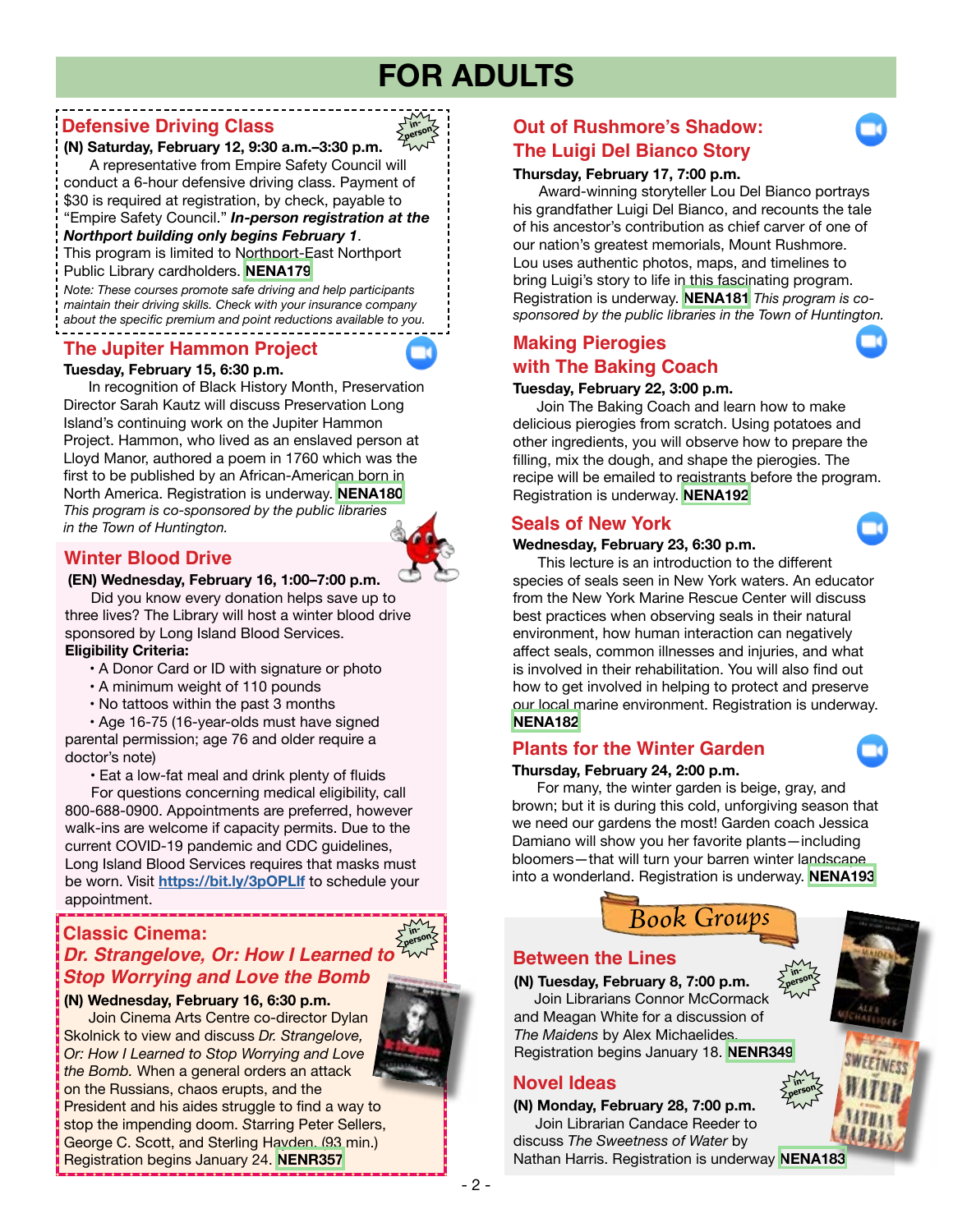# FOR ADULTS

## Defensive Driving Class

**(N) Saturday, February 12, 9:30 a.m.–3:30 p.m.**

A representative from Empire Safety Council will conduct a 6-hour defensive driving class. Payment of $30 is required at registration, by check, payable to "Empire Safety Council." ***In-person registration at the Northport building only begins February 1***. This program is limited to Northport-East Northport Public Library cardholders. **NENA179**

*Note: These courses promote safe driving and help participants maintain their driving skills. Check with your insurance company about the specific premium and point reductions available to you.*

## The Jupiter Hammon Project

**Tuesday, February 15, 6:30 p.m.**

In recognition of Black History Month, Preservation Director Sarah Kautz will discuss Preservation Long Island's continuing work on the Jupiter Hammon Project. Hammon, who lived as an enslaved person at Lloyd Manor, authored a poem in 1760 which was the first to be published by an African-American born in North America. Registration is underway. **NENA180** *This program is co-sponsored by the public libraries in the Town of Huntington.*

## Winter Blood Drive

**(EN) Wednesday, February 16, 1:00–7:00 p.m.**

Did you know every donation helps save up to three lives? The Library will host a winter blood drive sponsored by Long Island Blood Services.

**Eligibility Criteria:**

- A Donor Card or ID with signature or photo
- A minimum weight of 110 pounds
- No tattoos within the past 3 months
- Age 16-75 (16-year-olds must have signed parental permission; age 76 and older require a doctor's note)
- Eat a low-fat meal and drink plenty of fluids

For questions concerning medical eligibility, call 800-688-0900. Appointments are preferred, however walk-ins are welcome if capacity permits. Due to the current COVID-19 pandemic and CDC guidelines, Long Island Blood Services requires that masks must be worn. Visit https://bit.ly/3pOPLlf to schedule your appointment.

## Classic Cinema: *Dr. Strangelove, Or: How I Learned to Stop Worrying and Love the Bomb*

**(N) Wednesday, February 16, 6:30 p.m.**

Join Cinema Arts Centre co-director Dylan Skolnick to view and discuss *Dr. Strangelove, Or: How I Learned to Stop Worrying and Love the Bomb.* When a general orders an attack on the Russians, chaos erupts, and the President and his aides struggle to find a way to stop the impending doom. Starring Peter Sellers, George C. Scott, and Sterling Hayden. (93 min.) Registration begins January 24. **NENR357**

## Out of Rushmore's Shadow: The Luigi Del Bianco Story

**Thursday, February 17, 7:00 p.m.**

Award-winning storyteller Lou Del Bianco portrays his grandfather Luigi Del Bianco, and recounts the tale of his ancestor's contribution as chief carver of one of our nation's greatest memorials, Mount Rushmore. Lou uses authentic photos, maps, and timelines to bring Luigi's story to life in this fascinating program. Registration is underway. **NENA181** *This program is co-sponsored by the public libraries in the Town of Huntington.*

## Making Pierogies with The Baking Coach

**Tuesday, February 22, 3:00 p.m.**

Join The Baking Coach and learn how to make delicious pierogies from scratch. Using potatoes and other ingredients, you will observe how to prepare the filling, mix the dough, and shape the pierogies. The recipe will be emailed to registrants before the program. Registration is underway. **NENA192**

## Seals of New York

**Wednesday, February 23, 6:30 p.m.**

This lecture is an introduction to the different species of seals seen in New York waters. An educator from the New York Marine Rescue Center will discuss best practices when observing seals in their natural environment, how human interaction can negatively affect seals, common illnesses and injuries, and what is involved in their rehabilitation. You will also find out how to get involved in helping to protect and preserve our local marine environment. Registration is underway. **NENA182**

## Plants for the Winter Garden

**Thursday, February 24, 2:00 p.m.**

For many, the winter garden is beige, gray, and brown; but it is during this cold, unforgiving season that we need our gardens the most! Garden coach Jessica Damiano will show you her favorite plants—including bloomers—that will turn your barren winter landscape into a wonderland. Registration is underway. **NENA193**

# Book Groups

## Between the Lines

**(N) Tuesday, February 8, 7:00 p.m.**

Join Librarians Connor McCormack and Meagan White for a discussion of *The Maidens* by Alex Michaelides. Registration begins January 18. **NENR349**

## Novel Ideas

**(N) Monday, February 28, 7:00 p.m.**

Join Librarian Candace Reeder to discuss *The Sweetness of Water* by Nathan Harris. Registration is underway **NENA183**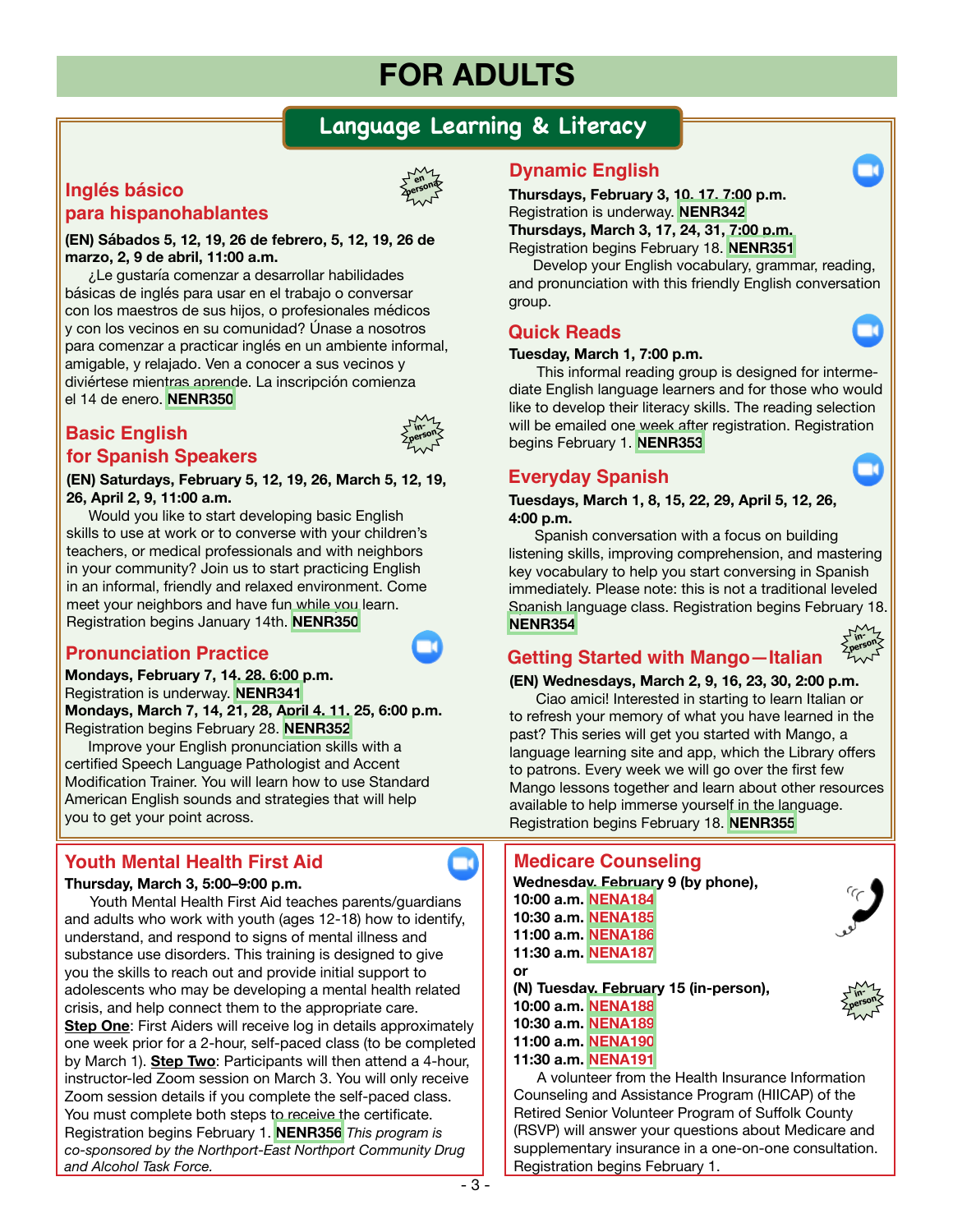# FOR ADULTS

## Language Learning & Literacy

### Inglés básico para hispanohablantes

en persona

**(EN) Sábados 5, 12, 19, 26 de febrero, 5, 12, 19, 26 de marzo, 2, 9 de abril, 11:00 a.m.**

¿Le gustaría comenzar a desarrollar habilidades básicas de inglés para usar en el trabajo o conversar con los maestros de sus hijos, o profesionales médicos y con los vecinos en su comunidad? Únase a nosotros para comenzar a practicar inglés en un ambiente informal, amigable, y relajado. Ven a conocer a sus vecinos y diviértese mientras aprende. La inscripción comienza el 14 de enero. **NENR350**

### Basic English for Spanish Speakers

in-person

**(EN) Saturdays, February 5, 12, 19, 26, March 5, 12, 19, 26, April 2, 9, 11:00 a.m.**

Would you like to start developing basic English skills to use at work or to converse with your children's teachers, or medical professionals and with neighbors in your community? Join us to start practicing English in an informal, friendly and relaxed environment. Come meet your neighbors and have fun while you learn. Registration begins January 14th. **NENR350**

### Pronunciation Practice

**Mondays, February 7, 14, 28, 6:00 p.m.**
Registration is underway. **NENR341**
**Mondays, March 7, 14, 21, 28, April 4, 11, 25, 6:00 p.m.**
Registration begins February 28. **NENR352**

Improve your English pronunciation skills with a certified Speech Language Pathologist and Accent Modification Trainer. You will learn how to use Standard American English sounds and strategies that will help you to get your point across.

### Dynamic English

**Thursdays, February 3, 10, 17, 7:00 p.m.**
Registration is underway. **NENR342**
**Thursdays, March 3, 17, 24, 31, 7:00 p.m.**
Registration begins February 18. **NENR351**

Develop your English vocabulary, grammar, reading, and pronunciation with this friendly English conversation group.

### Quick Reads

**Tuesday, March 1, 7:00 p.m.**

This informal reading group is designed for intermediate English language learners and for those who would like to develop their literacy skills. The reading selection will be emailed one week after registration. Registration begins February 1. **NENR353**

### Everyday Spanish

**Tuesdays, March 1, 8, 15, 22, 29, April 5, 12, 26, 4:00 p.m.**

Spanish conversation with a focus on building listening skills, improving comprehension, and mastering key vocabulary to help you start conversing in Spanish immediately. Please note: this is not a traditional leveled Spanish language class. Registration begins February 18. **NENR354**

### Getting Started with Mango—Italian

in-person

**(EN) Wednesdays, March 2, 9, 16, 23, 30, 2:00 p.m.**

Ciao amici! Interested in starting to learn Italian or to refresh your memory of what you have learned in the past? This series will get you started with Mango, a language learning site and app, which the Library offers to patrons. Every week we will go over the first few Mango lessons together and learn about other resources available to help immerse yourself in the language. Registration begins February 18. **NENR355**

## Youth Mental Health First Aid

**Thursday, March 3, 5:00–9:00 p.m.**

Youth Mental Health First Aid teaches parents/guardians and adults who work with youth (ages 12-18) how to identify, understand, and respond to signs of mental illness and substance use disorders. This training is designed to give you the skills to reach out and provide initial support to adolescents who may be developing a mental health related crisis, and help connect them to the appropriate care. **Step One**: First Aiders will receive log in details approximately one week prior for a 2-hour, self-paced class (to be completed by March 1). **Step Two**: Participants will then attend a 4-hour, instructor-led Zoom session on March 3. You will only receive Zoom session details if you complete the self-paced class. You must complete both steps to receive the certificate. Registration begins February 1. **NENR356** *This program is co-sponsored by the Northport-East Northport Community Drug and Alcohol Task Force.*

## Medicare Counseling

**Wednesday, February 9 (by phone),**
**10:00 a.m.** NENA184
**10:30 a.m.** NENA185
**11:00 a.m.** NENA186
**11:30 a.m.** NENA187
**or**
**(N) Tuesday, February 15 (in-person),**
**10:00 a.m.** NENA188
**10:30 a.m.** NENA189
**11:00 a.m.** NENA190
**11:30 a.m.** NENA191

A volunteer from the Health Insurance Information Counseling and Assistance Program (HIICAP) of the Retired Senior Volunteer Program of Suffolk County (RSVP) will answer your questions about Medicare and supplementary insurance in a one-on-one consultation. Registration begins February 1.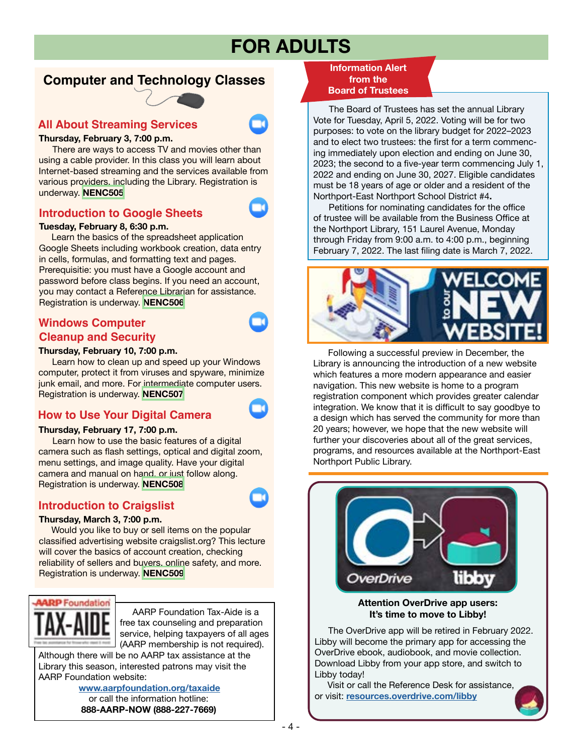# FOR ADULTS

## Computer and Technology Classes

### All About Streaming Services

**Thursday, February 3, 7:00 p.m.**

There are ways to access TV and movies other than using a cable provider. In this class you will learn about Internet-based streaming and the services available from various providers, including the Library. Registration is underway. **NENC505**

### Introduction to Google Sheets

**Tuesday, February 8, 6:30 p.m.**

Learn the basics of the spreadsheet application Google Sheets including workbook creation, data entry in cells, formulas, and formatting text and pages. Prerequisite: you must have a Google account and password before class begins. If you need an account, you may contact a Reference Librarian for assistance. Registration is underway. **NENC506**

### Windows Computer Cleanup and Security

**Thursday, February 10, 7:00 p.m.**

Learn how to clean up and speed up your Windows computer, protect it from viruses and spyware, minimize junk email, and more. For intermediate computer users. Registration is underway. **NENC507**

### How to Use Your Digital Camera

**Thursday, February 17, 7:00 p.m.**

Learn how to use the basic features of a digital camera such as flash settings, optical and digital zoom, menu settings, and image quality. Have your digital camera and manual on hand, or just follow along. Registration is underway. **NENC508**

### Introduction to Craigslist

**Thursday, March 3, 7:00 p.m.**

Would you like to buy or sell items on the popular classified advertising website craigslist.org? This lecture will cover the basics of account creation, checking reliability of sellers and buyers, online safety, and more. Registration is underway. **NENC509**

AARP Foundation TAX-AIDE

AARP Foundation Tax-Aide is a free tax counseling and preparation service, helping taxpayers of all ages (AARP membership is not required). Although there will be no AARP tax assistance at the Library this season, interested patrons may visit the AARP Foundation website:

www.aarpfoundation.org/taxaide

or call the information hotline:

**888-AARP-NOW (888-227-7669)**

## Information Alert from the Board of Trustees

The Board of Trustees has set the annual Library Vote for Tuesday, April 5, 2022. Voting will be for two purposes: to vote on the library budget for 2022–2023 and to elect two trustees: the first for a term commencing immediately upon election and ending on June 30, 2023; the second to a five-year term commencing July 1, 2022 and ending on June 30, 2027. Eligible candidates must be 18 years of age or older and a resident of the Northport-East Northport School District #4.

Petitions for nominating candidates for the office of trustee will be available from the Business Office at the Northport Library, 151 Laurel Avenue, Monday through Friday from 9:00 a.m. to 4:00 p.m., beginning February 7, 2022. The last filing date is March 7, 2022.

## Welcome to our New Website!

Following a successful preview in December, the Library is announcing the introduction of a new website which features a more modern appearance and easier navigation. This new website is home to a program registration component which provides greater calendar integration. We know that it is difficult to say goodbye to a design which has served the community for more than 20 years; however, we hope that the new website will further your discoveries about all of the great services, programs, and resources available at the Northport-East Northport Public Library.

**Attention OverDrive app users:**
**It's time to move to Libby!**

The OverDrive app will be retired in February 2022. Libby will become the primary app for accessing the OverDrive ebook, audiobook, and movie collection. Download Libby from your app store, and switch to Libby today!

Visit or call the Reference Desk for assistance, or visit: resources.overdrive.com/libby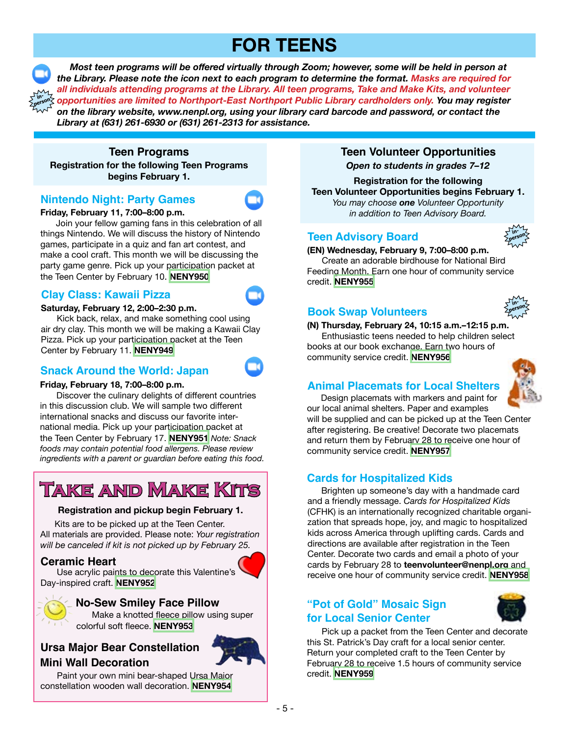# FOR TEENS

***Most teen programs will be offered virtually through Zoom; however, some will be held in person at the Library. Please note the icon next to each program to determine the format. Masks are required for all individuals attending programs at the Library. All teen programs, Take and Make Kits, and volunteer opportunities are limited to Northport-East Northport Public Library cardholders only. You may register on the library website, www.nenpl.org, using your library card barcode and password, or contact the Library at (631) 261-6930 or (631) 261-2313 for assistance.***

## Teen Programs

**Registration for the following Teen Programs begins February 1.**

### Nintendo Night: Party Games

**Friday, February 11, 7:00–8:00 p.m.**

Join your fellow gaming fans in this celebration of all things Nintendo. We will discuss the history of Nintendo games, participate in a quiz and fan art contest, and make a cool craft. This month we will be discussing the party game genre. Pick up your participation packet at the Teen Center by February 10. **NENY950**

### Clay Class: Kawaii Pizza

**Saturday, February 12, 2:00–2:30 p.m.**

Kick back, relax, and make something cool using air dry clay. This month we will be making a Kawaii Clay Pizza. Pick up your participation packet at the Teen Center by February 11. **NENY949**

### Snack Around the World: Japan

**Friday, February 18, 7:00–8:00 p.m.**

Discover the culinary delights of different countries in this discussion club. We will sample two different international snacks and discuss our favorite international media. Pick up your participation packet at the Teen Center by February 17. **NENY951** *Note: Snack foods may contain potential food allergens. Please review ingredients with a parent or guardian before eating this food.*

## Take and Make Kits

**Registration and pickup begin February 1.**

Kits are to be picked up at the Teen Center. All materials are provided. Please note: *Your registration will be canceled if kit is not picked up by February 25.*

### Ceramic Heart

Use acrylic paints to decorate this Valentine's Day-inspired craft. **NENY952**

### No-Sew Smiley Face Pillow

Make a knotted fleece pillow using super colorful soft fleece. **NENY953**

### Ursa Major Bear Constellation Mini Wall Decoration

Paint your own mini bear-shaped Ursa Major constellation wooden wall decoration. **NENY954**

## Teen Volunteer Opportunities

***Open to students in grades 7–12***

**Registration for the following Teen Volunteer Opportunities begins February 1.**

*You may choose* ***one*** *Volunteer Opportunity in addition to Teen Advisory Board.*

### Teen Advisory Board

**(EN) Wednesday, February 9, 7:00–8:00 p.m.**

Create an adorable birdhouse for National Bird Feeding Month. Earn one hour of community service credit. **NENY955**

### Book Swap Volunteers

**(N) Thursday, February 24, 10:15 a.m.–12:15 p.m.**

Enthusiastic teens needed to help children select books at our book exchange. Earn two hours of community service credit. **NENY956**

### Animal Placemats for Local Shelters

Design placemats with markers and paint for our local animal shelters. Paper and examples will be supplied and can be picked up at the Teen Center after registering. Be creative! Decorate two placemats and return them by February 28 to receive one hour of community service credit. **NENY957**

### Cards for Hospitalized Kids

Brighten up someone's day with a handmade card and a friendly message. *Cards for Hospitalized Kids* (CFHK) is an internationally recognized charitable organization that spreads hope, joy, and magic to hospitalized kids across America through uplifting cards. Cards and directions are available after registration in the Teen Center. Decorate two cards and email a photo of your cards by February 28 to **teenvolunteer@nenpl.org** and receive one hour of community service credit. **NENY958**

### "Pot of Gold" Mosaic Sign for Local Senior Center

Pick up a packet from the Teen Center and decorate this St. Patrick's Day craft for a local senior center. Return your completed craft to the Teen Center by February 28 to receive 1.5 hours of community service credit. **NENY959**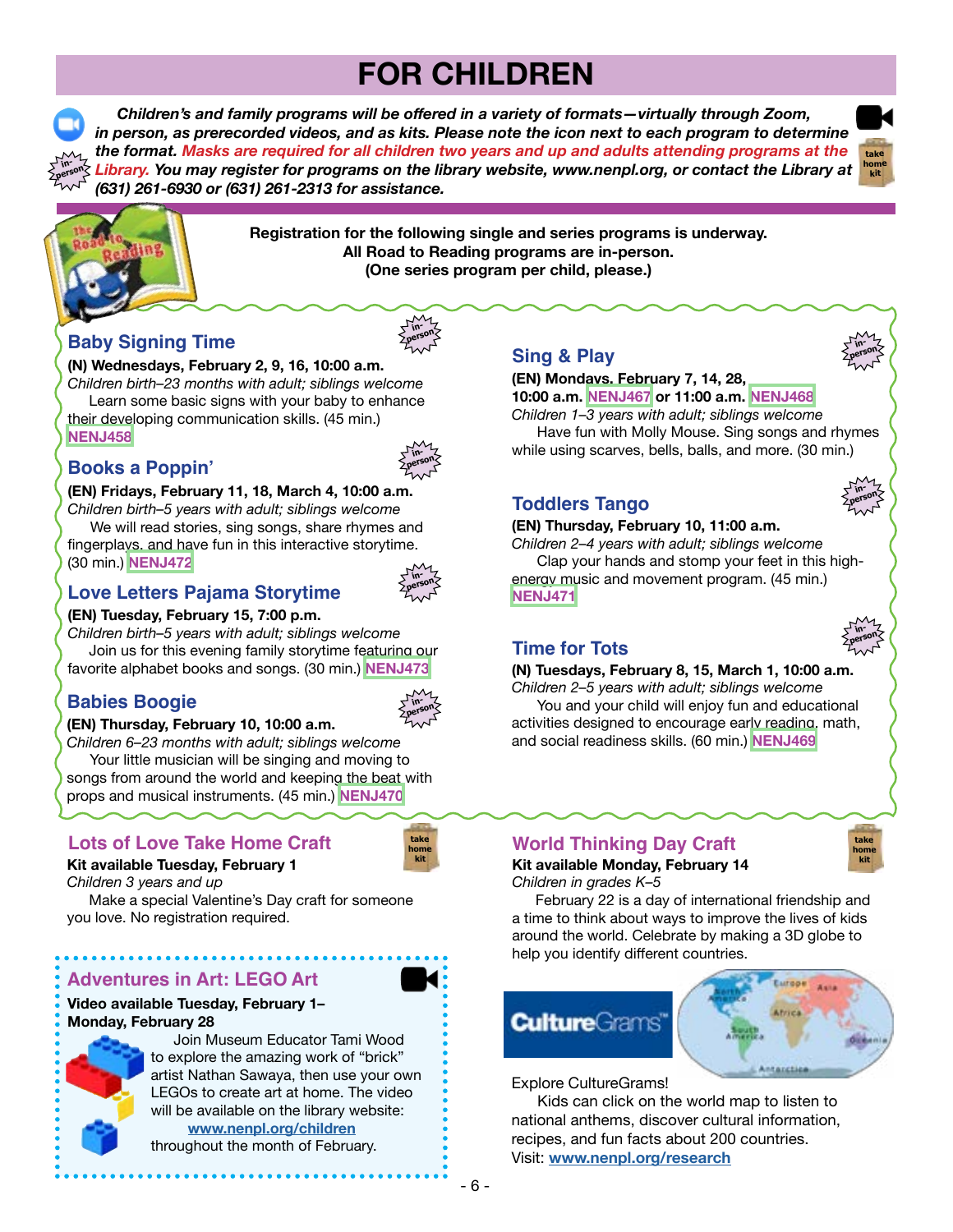# FOR CHILDREN

***Children's and family programs will be offered in a variety of formats—virtually through Zoom, in person, as prerecorded videos, and as kits. Please note the icon next to each program to determine the format. Masks are required for all children two years and up and adults attending programs at the Library. You may register for programs on the library website, www.nenpl.org, or contact the Library at (631) 261-6930 or (631) 261-2313 for assistance.***

**Registration for the following single and series programs is underway. All Road to Reading programs are in-person. (One series program per child, please.)**

## Baby Signing Time

**(N) Wednesdays, February 2, 9, 16, 10:00 a.m.**
*Children birth–23 months with adult; siblings welcome*
Learn some basic signs with your baby to enhance their developing communication skills. (45 min.) **NENJ458**

## Books a Poppin'

**(EN) Fridays, February 11, 18, March 4, 10:00 a.m.**
*Children birth–5 years with adult; siblings welcome*
We will read stories, sing songs, share rhymes and fingerplays, and have fun in this interactive storytime. (30 min.) **NENJ472**

## Love Letters Pajama Storytime

**(EN) Tuesday, February 15, 7:00 p.m.**
*Children birth–5 years with adult; siblings welcome*
Join us for this evening family storytime featuring our favorite alphabet books and songs. (30 min.) **NENJ473**

## Babies Boogie

**(EN) Thursday, February 10, 10:00 a.m.**
*Children 6–23 months with adult; siblings welcome*
Your little musician will be singing and moving to songs from around the world and keeping the beat with props and musical instruments. (45 min.) **NENJ470**

## Sing & Play

**(EN) Mondays, February 7, 14, 28, 10:00 a.m. NENJ467 or 11:00 a.m. NENJ468**
*Children 1–3 years with adult; siblings welcome*
Have fun with Molly Mouse. Sing songs and rhymes while using scarves, bells, balls, and more. (30 min.)

## Toddlers Tango

**(EN) Thursday, February 10, 11:00 a.m.**
*Children 2–4 years with adult; siblings welcome*
Clap your hands and stomp your feet in this high-energy music and movement program. (45 min.) **NENJ471**

## Time for Tots

**(N) Tuesdays, February 8, 15, March 1, 10:00 a.m.**
*Children 2–5 years with adult; siblings welcome*
You and your child will enjoy fun and educational activities designed to encourage early reading, math, and social readiness skills. (60 min.) **NENJ469**

## Lots of Love Take Home Craft

**Kit available Tuesday, February 1**
*Children 3 years and up*
Make a special Valentine's Day craft for someone you love. No registration required.

## Adventures in Art: LEGO Art

**Video available Tuesday, February 1–Monday, February 28**
Join Museum Educator Tami Wood to explore the amazing work of "brick" artist Nathan Sawaya, then use your own LEGOs to create art at home. The video will be available on the library website: www.nenpl.org/children throughout the month of February.

## World Thinking Day Craft

**Kit available Monday, February 14**
*Children in grades K–5*
February 22 is a day of international friendship and a time to think about ways to improve the lives of kids around the world. Celebrate by making a 3D globe to help you identify different countries.

Explore CultureGrams!
Kids can click on the world map to listen to national anthems, discover cultural information, recipes, and fun facts about 200 countries.
Visit: www.nenpl.org/research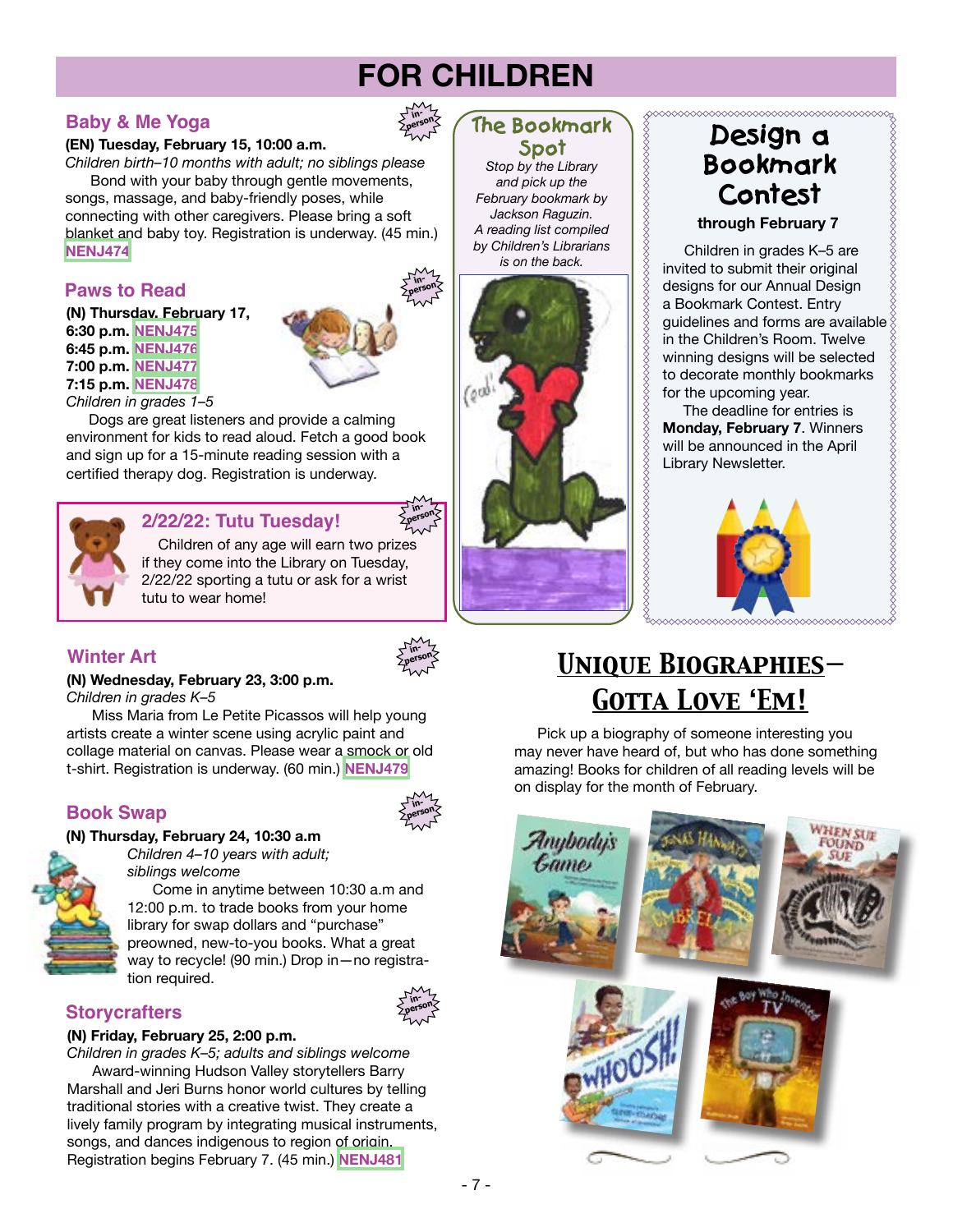# FOR CHILDREN

## Baby & Me Yoga

in-person

**(EN) Tuesday, February 15, 10:00 a.m.**

*Children birth–10 months with adult; no siblings please*

Bond with your baby through gentle movements, songs, massage, and baby-friendly poses, while connecting with other caregivers. Please bring a soft blanket and baby toy. Registration is underway. (45 min.) **NENJ474**

## Paws to Read

in-person

**(N) Thursday, February 17,**
**6:30 p.m. NENJ475**
**6:45 p.m. NENJ476**
**7:00 p.m. NENJ477**
**7:15 p.m. NENJ478**

*Children in grades 1–5*

Dogs are great listeners and provide a calming environment for kids to read aloud. Fetch a good book and sign up for a 15-minute reading session with a certified therapy dog. Registration is underway.

## 2/22/22: Tutu Tuesday!

in-person

Children of any age will earn two prizes if they come into the Library on Tuesday, 2/22/22 sporting a tutu or ask for a wrist tutu to wear home!

## Winter Art

in-person

**(N) Wednesday, February 23, 3:00 p.m.**

*Children in grades K–5*

Miss Maria from Le Petite Picassos will help young artists create a winter scene using acrylic paint and collage material on canvas. Please wear a smock or old t-shirt. Registration is underway. (60 min.) **NENJ479**

## Book Swap

in-person

**(N) Thursday, February 24, 10:30 a.m**

*Children 4–10 years with adult; siblings welcome*

Come in anytime between 10:30 a.m and 12:00 p.m. to trade books from your home library for swap dollars and "purchase" preowned, new-to-you books. What a great way to recycle! (90 min.) Drop in—no registration required.

## Storycrafters

in-person

**(N) Friday, February 25, 2:00 p.m.**

*Children in grades K–5; adults and siblings welcome*

Award-winning Hudson Valley storytellers Barry Marshall and Jeri Burns honor world cultures by telling traditional stories with a creative twist. They create a lively family program by integrating musical instruments, songs, and dances indigenous to region of origin. Registration begins February 7. (45 min.) **NENJ481**

## The Bookmark Spot

*Stop by the Library and pick up the February bookmark by Jackson Raguzin. A reading list compiled by Children's Librarians is on the back.*

## Design a Bookmark Contest

**through February 7**

Children in grades K–5 are invited to submit their original designs for our Annual Design a Bookmark Contest. Entry guidelines and forms are available in the Children's Room. Twelve winning designs will be selected to decorate monthly bookmarks for the upcoming year.

The deadline for entries is **Monday, February 7**. Winners will be announced in the April Library Newsletter.

## Unique Biographies—Gotta Love 'Em!

Pick up a biography of someone interesting you may never have heard of, but who has done something amazing! Books for children of all reading levels will be on display for the month of February.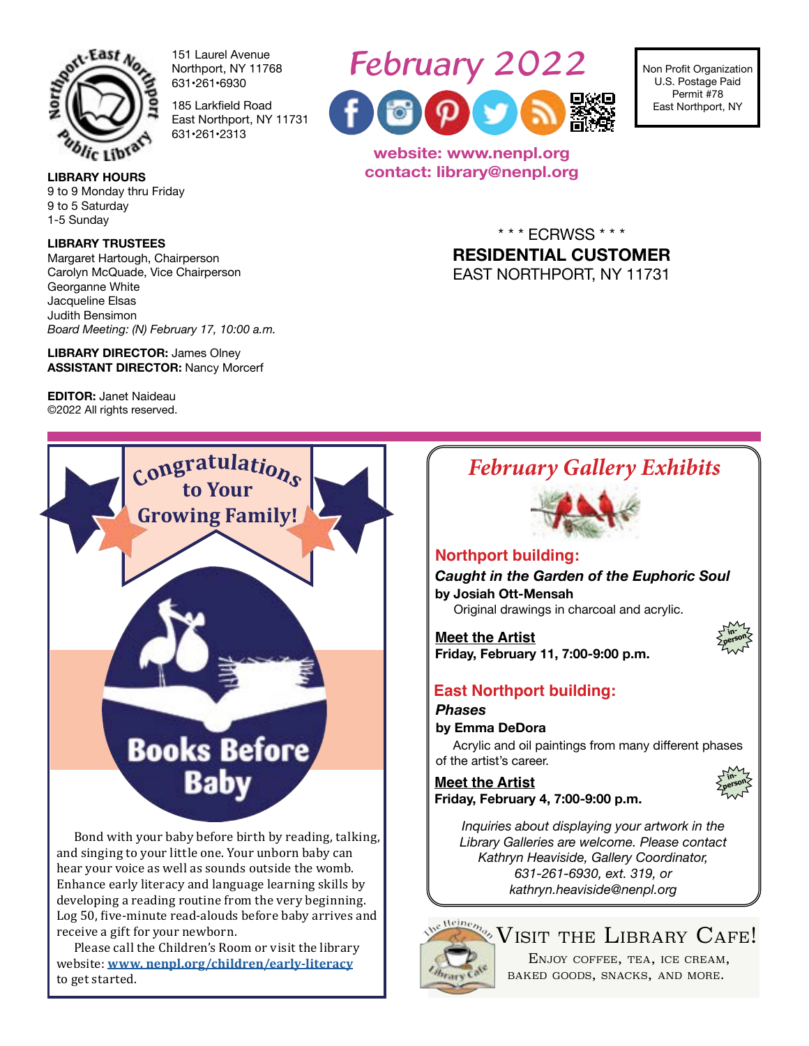Northport-East Northport Public Library

151 Laurel Avenue
Northport, NY 11768
631•261•6930

185 Larkfield Road
East Northport, NY 11731
631•261•2313

# February 2022

**website: www.nenpl.org**
**contact: library@nenpl.org**

Non Profit Organization
U.S. Postage Paid
Permit #78
East Northport, NY

**LIBRARY HOURS**
9 to 9 Monday thru Friday
9 to 5 Saturday
1-5 Sunday

**LIBRARY TRUSTEES**
Margaret Hartough, Chairperson
Carolyn McQuade, Vice Chairperson
Georganne White
Jacqueline Elsas
Judith Bensimon
*Board Meeting: (N) February 17, 10:00 a.m.*

**LIBRARY DIRECTOR:** James Olney
**ASSISTANT DIRECTOR:** Nancy Morcerf

**EDITOR:** Janet Naideau
©2022 All rights reserved.

\* \* \* ECRWSS \* \* \*
**RESIDENTIAL CUSTOMER**
EAST NORTHPORT, NY 11731

## Congratulations to Your Growing Family!

## Books Before Baby

Bond with your baby before birth by reading, talking, and singing to your little one. Your unborn baby can hear your voice as well as sounds outside the womb. Enhance early literacy and language learning skills by developing a reading routine from the very beginning. Log 50, five-minute read-alouds before baby arrives and receive a gift for your newborn.

Please call the Children's Room or visit the library website: www. nenpl.org/children/early-literacy to get started.

## *February Gallery Exhibits*

### Northport building:

***Caught in the Garden of the Euphoric Soul***
**by Josiah Ott-Mensah**
Original drawings in charcoal and acrylic.

**Meet the Artist**
**Friday, February 11, 7:00-9:00 p.m.** (in-person)

### East Northport building:

***Phases***
**by Emma DeDora**
Acrylic and oil paintings from many different phases of the artist's career.

**Meet the Artist**
**Friday, February 4, 7:00-9:00 p.m.** (in-person)

*Inquiries about displaying your artwork in the Library Galleries are welcome. Please contact Kathryn Heaviside, Gallery Coordinator, 631-261-6930, ext. 319, or kathryn.heaviside@nenpl.org*

## Visit the Library Cafe!

Enjoy coffee, tea, ice cream, baked goods, snacks, and more.